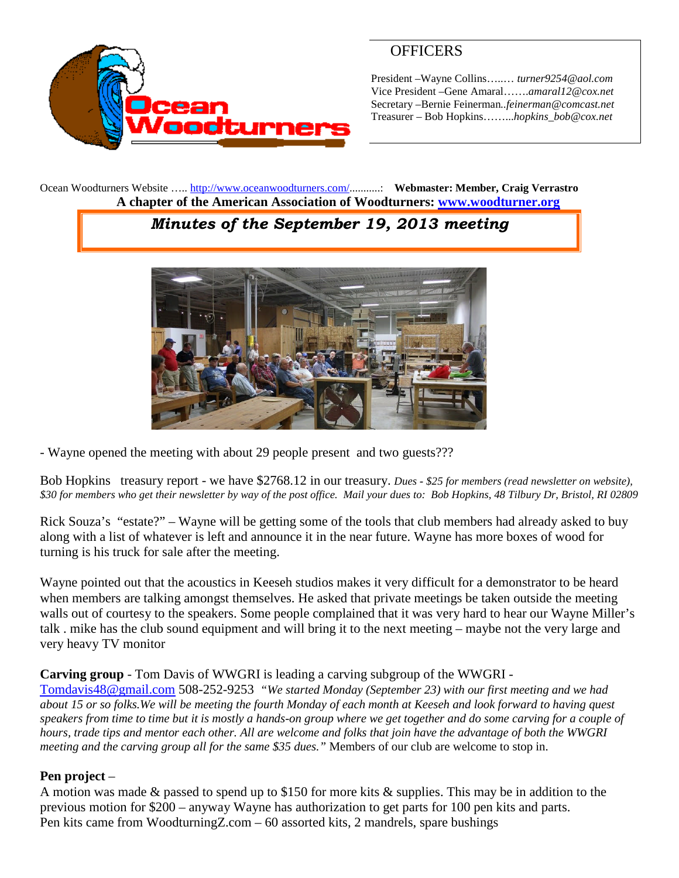## OFFICERS

President –Wayne Collins…..… *turner9254@aol.com*
Vice President –Gene Amaral…….*amaral12@cox.net*
Secretary –Bernie Feinerman..*feinerman@comcast.net*
Treasurer – Bob Hopkins……...*hopkins_bob@cox.net*

Ocean Woodturners Website ….. http://www.oceanwoodturners.com/..........: **Webmaster: Member, Craig Verrastro**

**A chapter of the American Association of Woodturners: www.woodturner.org**

# *Minutes of the September 19, 2013 meeting*

- Wayne opened the meeting with about 29 people present and two guests???

Bob Hopkins treasury report - we have $2768.12 in our treasury. *Dues - $25 for members (read newsletter on website), $30 for members who get their newsletter by way of the post office. Mail your dues to: Bob Hopkins, 48 Tilbury Dr, Bristol, RI 02809*

Rick Souza's "estate?" – Wayne will be getting some of the tools that club members had already asked to buy along with a list of whatever is left and announce it in the near future. Wayne has more boxes of wood for turning is his truck for sale after the meeting.

Wayne pointed out that the acoustics in Keeseh studios makes it very difficult for a demonstrator to be heard when members are talking amongst themselves. He asked that private meetings be taken outside the meeting walls out of courtesy to the speakers. Some people complained that it was very hard to hear our Wayne Miller's talk . mike has the club sound equipment and will bring it to the next meeting – maybe not the very large and very heavy TV monitor

**Carving group** - Tom Davis of WWGRI is leading a carving subgroup of the WWGRI - Tomdavis48@gmail.com 508-252-9253 *"We started Monday (September 23) with our first meeting and we had about 15 or so folks.We will be meeting the fourth Monday of each month at Keeseh and look forward to having quest speakers from time to time but it is mostly a hands-on group where we get together and do some carving for a couple of hours, trade tips and mentor each other. All are welcome and folks that join have the advantage of both the WWGRI meeting and the carving group all for the same $35 dues."* Members of our club are welcome to stop in.

**Pen project** –

A motion was made & passed to spend up to $150 for more kits & supplies. This may be in addition to the previous motion for $200 – anyway Wayne has authorization to get parts for 100 pen kits and parts.
Pen kits came from WoodturningZ.com – 60 assorted kits, 2 mandrels, spare bushings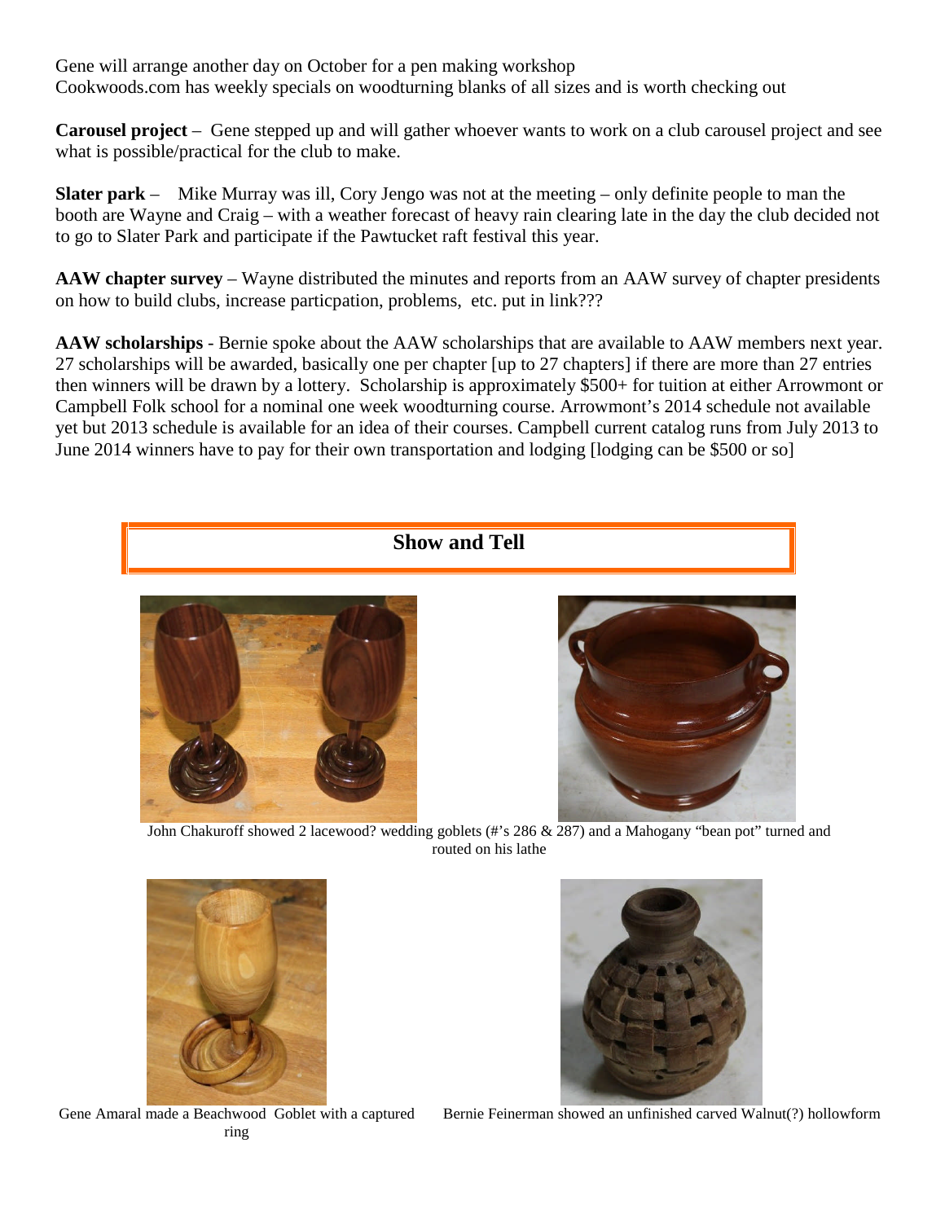Gene will arrange another day on October for a pen making workshop
Cookwoods.com has weekly specials on woodturning blanks of all sizes and is worth checking out

**Carousel project** – Gene stepped up and will gather whoever wants to work on a club carousel project and see what is possible/practical for the club to make.

**Slater park** – Mike Murray was ill, Cory Jengo was not at the meeting – only definite people to man the booth are Wayne and Craig – with a weather forecast of heavy rain clearing late in the day the club decided not to go to Slater Park and participate if the Pawtucket raft festival this year.

**AAW chapter survey** – Wayne distributed the minutes and reports from an AAW survey of chapter presidents on how to build clubs, increase particpation, problems, etc. put in link???

**AAW scholarships** - Bernie spoke about the AAW scholarships that are available to AAW members next year. 27 scholarships will be awarded, basically one per chapter [up to 27 chapters] if there are more than 27 entries then winners will be drawn by a lottery. Scholarship is approximately $500+ for tuition at either Arrowmont or Campbell Folk school for a nominal one week woodturning course. Arrowmont's 2014 schedule not available yet but 2013 schedule is available for an idea of their courses. Campbell current catalog runs from July 2013 to June 2014 winners have to pay for their own transportation and lodging [lodging can be $500 or so]

## Show and Tell

John Chakuroff showed 2 lacewood? wedding goblets (#'s 286 & 287) and a Mahogany "bean pot" turned and routed on his lathe

Gene Amaral made a Beachwood Goblet with a captured ring

Bernie Feinerman showed an unfinished carved Walnut(?) hollowform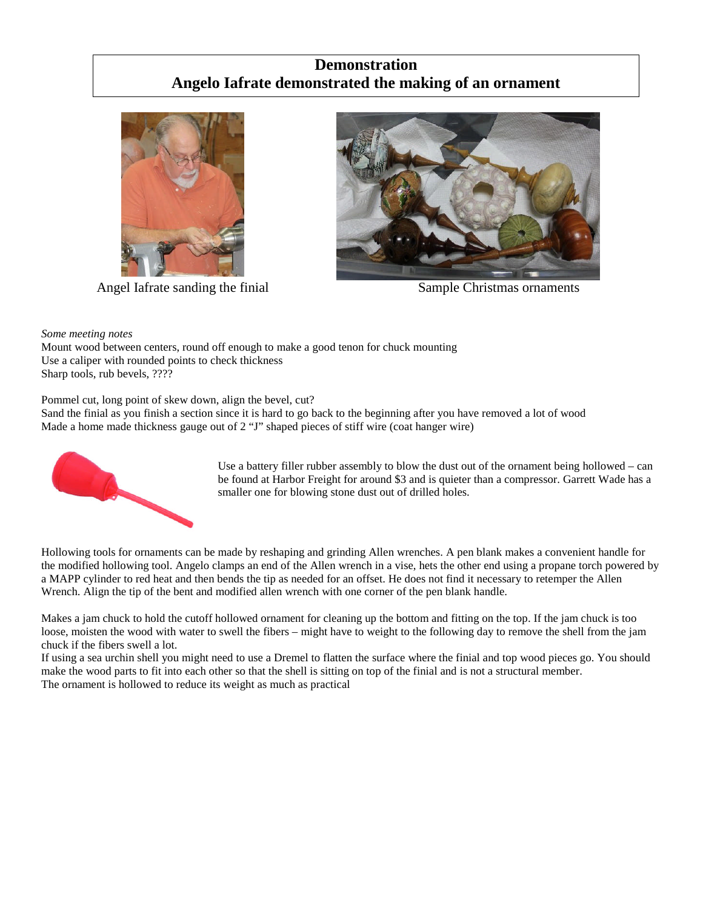# Demonstration
# Angelo Iafrate demonstrated the making of an ornament

Angel Iafrate sanding the finial

Sample Christmas ornaments

*Some meeting notes*

Mount wood between centers, round off enough to make a good tenon for chuck mounting
Use a caliper with rounded points to check thickness
Sharp tools, rub bevels, ????

Pommel cut, long point of skew down, align the bevel, cut?
Sand the finial as you finish a section since it is hard to go back to the beginning after you have removed a lot of wood
Made a home made thickness gauge out of 2 "J" shaped pieces of stiff wire (coat hanger wire)

Use a battery filler rubber assembly to blow the dust out of the ornament being hollowed – can be found at Harbor Freight for around $3 and is quieter than a compressor. Garrett Wade has a smaller one for blowing stone dust out of drilled holes.

Hollowing tools for ornaments can be made by reshaping and grinding Allen wrenches. A pen blank makes a convenient handle for the modified hollowing tool. Angelo clamps an end of the Allen wrench in a vise, hets the other end using a propane torch powered by a MAPP cylinder to red heat and then bends the tip as needed for an offset. He does not find it necessary to retemper the Allen Wrench. Align the tip of the bent and modified allen wrench with one corner of the pen blank handle.

Makes a jam chuck to hold the cutoff hollowed ornament for cleaning up the bottom and fitting on the top. If the jam chuck is too loose, moisten the wood with water to swell the fibers – might have to weight to the following day to remove the shell from the jam chuck if the fibers swell a lot.
If using a sea urchin shell you might need to use a Dremel to flatten the surface where the finial and top wood pieces go. You should make the wood parts to fit into each other so that the shell is sitting on top of the finial and is not a structural member.
The ornament is hollowed to reduce its weight as much as practical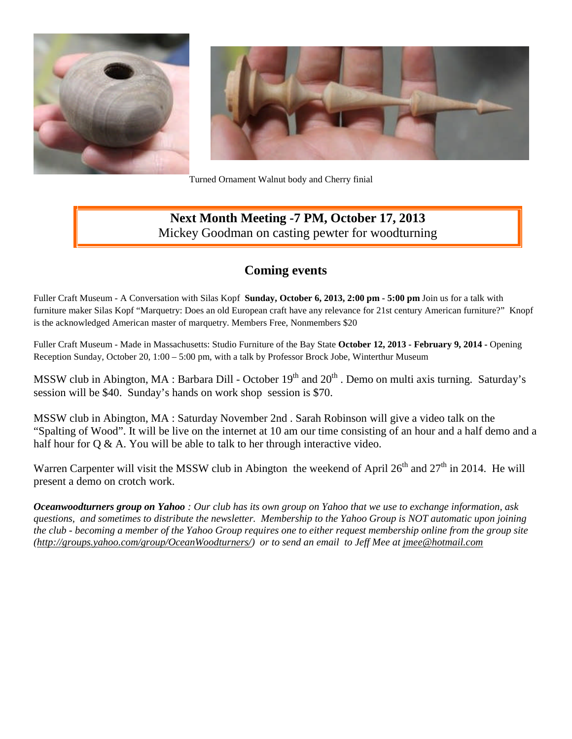Turned Ornament Walnut body and Cherry finial

**Next Month Meeting -7 PM, October 17, 2013**
Mickey Goodman on casting pewter for woodturning

## Coming events

Fuller Craft Museum - A Conversation with Silas Kopf **Sunday, October 6, 2013, 2:00 pm - 5:00 pm** Join us for a talk with furniture maker Silas Kopf "Marquetry: Does an old European craft have any relevance for 21st century American furniture?" Knopf is the acknowledged American master of marquetry. Members Free, Nonmembers $20

Fuller Craft Museum - Made in Massachusetts: Studio Furniture of the Bay State **October 12, 2013 - February 9, 2014 -** Opening Reception Sunday, October 20, 1:00 – 5:00 pm, with a talk by Professor Brock Jobe, Winterthur Museum

MSSW club in Abington, MA : Barbara Dill - October 19th and 20th . Demo on multi axis turning. Saturday's session will be $40. Sunday's hands on work shop session is $70.

MSSW club in Abington, MA : Saturday November 2nd . Sarah Robinson will give a video talk on the "Spalting of Wood". It will be live on the internet at 10 am our time consisting of an hour and a half demo and a half hour for Q & A. You will be able to talk to her through interactive video.

Warren Carpenter will visit the MSSW club in Abington the weekend of April 26th and 27th in 2014. He will present a demo on crotch work.

***Oceanwoodturners group on Yahoo*** *: Our club has its own group on Yahoo that we use to exchange information, ask questions, and sometimes to distribute the newsletter. Membership to the Yahoo Group is NOT automatic upon joining the club - becoming a member of the Yahoo Group requires one to either request membership online from the group site (http://groups.yahoo.com/group/OceanWoodturners/) or to send an email to Jeff Mee at jmee@hotmail.com*